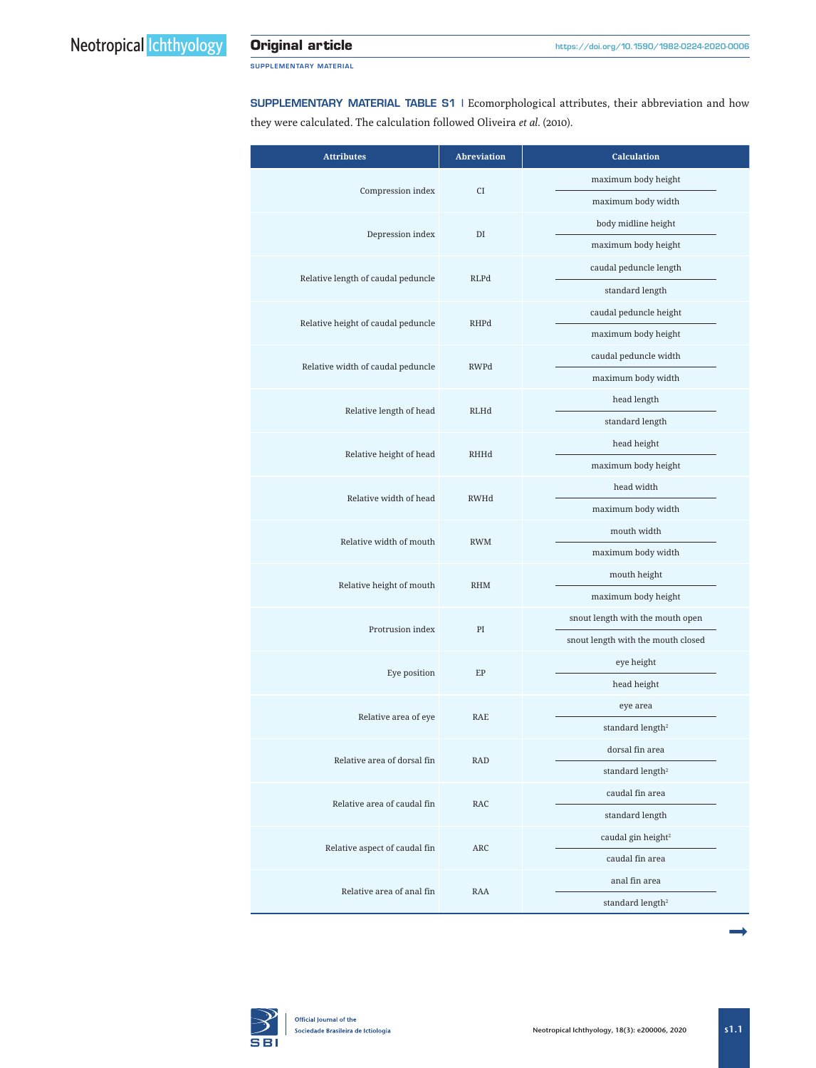**SUPPLEMENTARY MATERIAL TABLE S1** | Ecomorphological attributes, their abbreviation and how they were calculated. The calculation followed Oliveira *et al*. (2010).

| Attributes | Abreviation | Calculation |
|---|---|---|
| Compression index | CI | $\frac{\text{maximum body height}}{\text{maximum body width}}$ |
| Depression index | DI | $\frac{\text{body midline height}}{\text{maximum body height}}$ |
| Relative length of caudal peduncle | RLPd | $\frac{\text{caudal peduncle length}}{\text{standard length}}$ |
| Relative height of caudal peduncle | RHPd | $\frac{\text{caudal peduncle height}}{\text{maximum body height}}$ |
| Relative width of caudal peduncle | RWPd | $\frac{\text{caudal peduncle width}}{\text{maximum body width}}$ |
| Relative length of head | RLHd | $\frac{\text{head length}}{\text{standard length}}$ |
| Relative height of head | RHHd | $\frac{\text{head height}}{\text{maximum body height}}$ |
| Relative width of head | RWHd | $\frac{\text{head width}}{\text{maximum body width}}$ |
| Relative width of mouth | RWM | $\frac{\text{mouth width}}{\text{maximum body width}}$ |
| Relative height of mouth | RHM | $\frac{\text{mouth height}}{\text{maximum body height}}$ |
| Protrusion index | PI | $\frac{\text{snout length with the mouth open}}{\text{snout length with the mouth closed}}$ |
| Eye position | EP | $\frac{\text{eye height}}{\text{head height}}$ |
| Relative area of eye | RAE | $\frac{\text{eye area}}{\text{standard length}^2}$ |
| Relative area of dorsal fin | RAD | $\frac{\text{dorsal fin area}}{\text{standard length}^2}$ |
| Relative area of caudal fin | RAC | $\frac{\text{caudal fin area}}{\text{standard length}}$ |
| Relative aspect of caudal fin | ARC | $\frac{\text{caudal gin height}^2}{\text{caudal fin area}}$ |
| Relative area of anal fin | RAA | $\frac{\text{anal fin area}}{\text{standard length}^2}$ |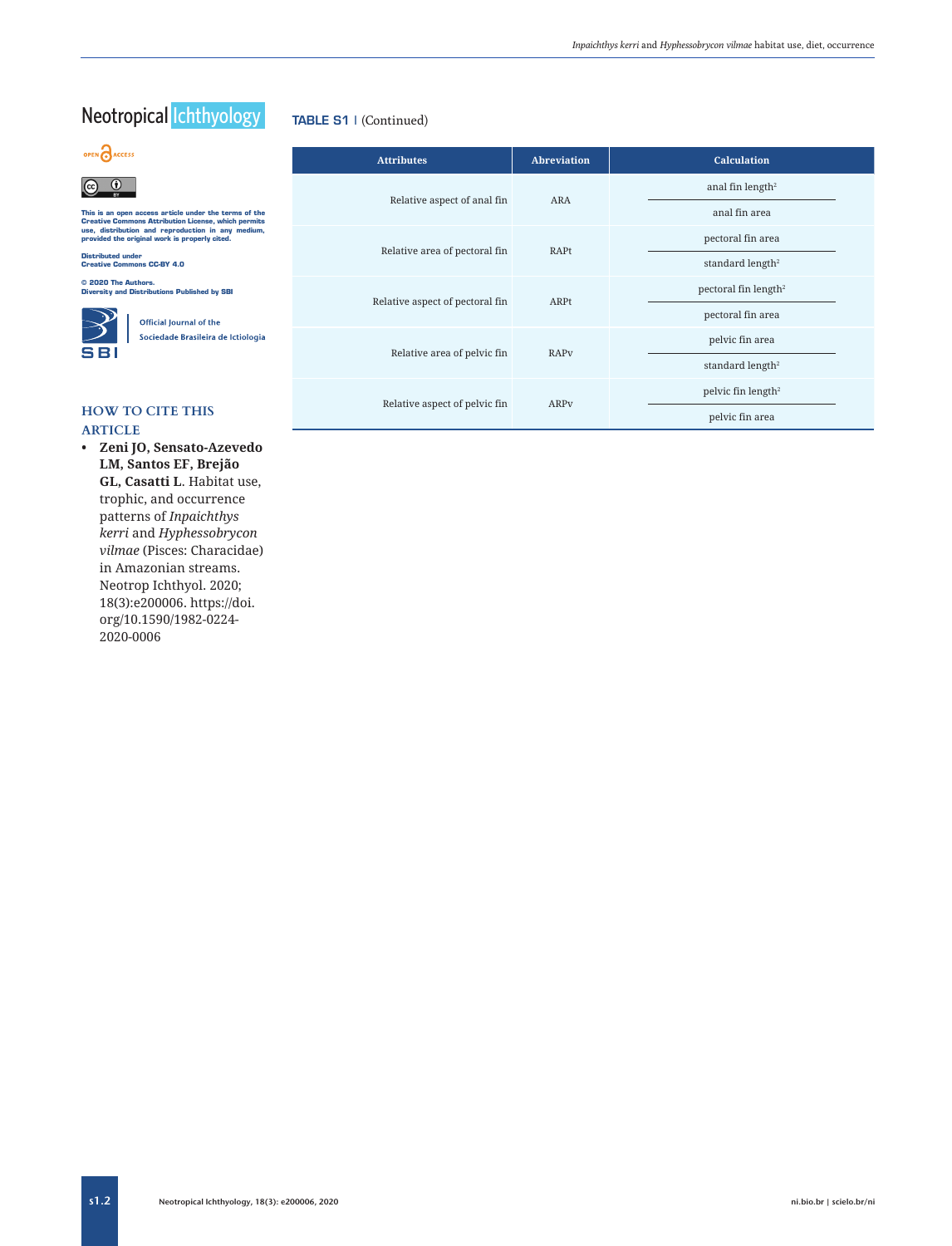**TABLE S1** | (Continued)

| Attributes | Abreviation | Calculation |
| --- | --- | --- |
| Relative aspect of anal fin | ARA | $\frac{\text{anal fin length}^2}{\text{anal fin area}}$ |
| Relative area of pectoral fin | RAPt | $\frac{\text{pectoral fin area}}{\text{standard length}^2}$ |
| Relative aspect of pectoral fin | ARPt | $\frac{\text{pectoral fin length}^2}{\text{pectoral fin area}}$ |
| Relative area of pelvic fin | RAPv | $\frac{\text{pelvic fin area}}{\text{standard length}^2}$ |
| Relative aspect of pelvic fin | ARPv | $\frac{\text{pelvic fin length}^2}{\text{pelvic fin area}}$ |

This is an open access article under the terms of the Creative Commons Attribution License, which permits use, distribution and reproduction in any medium, provided the original work is properly cited.

Distributed under Creative Commons CC-BY 4.0

© 2020 The Authors.
Diversity and Distributions Published by SBI

Official Journal of the Sociedade Brasileira de Ictiologia

## HOW TO CITE THIS ARTICLE

- **Zeni JO, Sensato-Azevedo LM, Santos EF, Brejão GL, Casatti L**. Habitat use, trophic, and occurrence patterns of *Inpaichthys kerri* and *Hyphessobrycon vilmae* (Pisces: Characidae) in Amazonian streams. Neotrop Ichthyol. 2020; 18(3):e200006. https://doi.org/10.1590/1982-0224-2020-0006